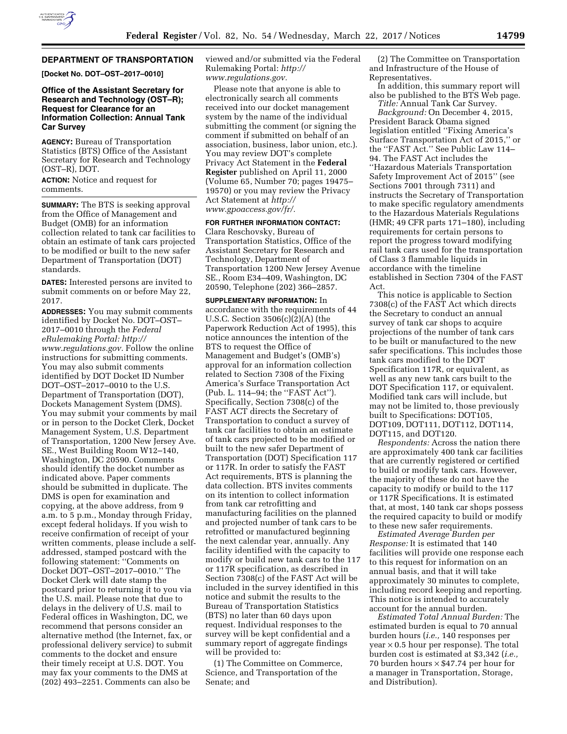## DEPARTMENT OF TRANSPORTATION

**[Docket No. DOT–OST–2017–0010]**

### Office of the Assistant Secretary for Research and Technology (OST–R); Request for Clearance for an Information Collection: Annual Tank Car Survey

**AGENCY:** Bureau of Transportation Statistics (BTS) Office of the Assistant Secretary for Research and Technology (OST–R), DOT.

**ACTION:** Notice and request for comments.

**SUMMARY:** The BTS is seeking approval from the Office of Management and Budget (OMB) for an information collection related to tank car facilities to obtain an estimate of tank cars projected to be modified or built to the new safer Department of Transportation (DOT) standards.

**DATES:** Interested persons are invited to submit comments on or before May 22, 2017.

**ADDRESSES:** You may submit comments identified by Docket No. DOT–OST–2017–0010 through the *Federal eRulemaking Portal: http://www.regulations.gov.* Follow the online instructions for submitting comments. You may also submit comments identified by DOT Docket ID Number DOT–OST–2017–0010 to the U.S. Department of Transportation (DOT), Dockets Management System (DMS). You may submit your comments by mail or in person to the Docket Clerk, Docket Management System, U.S. Department of Transportation, 1200 New Jersey Ave. SE., West Building Room W12–140, Washington, DC 20590. Comments should identify the docket number as indicated above. Paper comments should be submitted in duplicate. The DMS is open for examination and copying, at the above address, from 9 a.m. to 5 p.m., Monday through Friday, except federal holidays. If you wish to receive confirmation of receipt of your written comments, please include a self-addressed, stamped postcard with the following statement: ''Comments on Docket DOT–OST–2017–0010.'' The Docket Clerk will date stamp the postcard prior to returning it to you via the U.S. mail. Please note that due to delays in the delivery of U.S. mail to Federal offices in Washington, DC, we recommend that persons consider an alternative method (the Internet, fax, or professional delivery service) to submit comments to the docket and ensure their timely receipt at U.S. DOT. You may fax your comments to the DMS at (202) 493–2251. Comments can also be viewed and/or submitted via the Federal Rulemaking Portal: *http://www.regulations.gov.*

Please note that anyone is able to electronically search all comments received into our docket management system by the name of the individual submitting the comment (or signing the comment if submitted on behalf of an association, business, labor union, etc.). You may review DOT's complete Privacy Act Statement in the **Federal Register** published on April 11, 2000 (Volume 65, Number 70; pages 19475–19570) or you may review the Privacy Act Statement at *http://www.gpoaccess.gov/fr/.*

**FOR FURTHER INFORMATION CONTACT:** Clara Reschovsky, Bureau of Transportation Statistics, Office of the Assistant Secretary for Research and Technology, Department of Transportation 1200 New Jersey Avenue SE., Room E34–409, Washington, DC 20590, Telephone (202) 366–2857.

**SUPPLEMENTARY INFORMATION:** In accordance with the requirements of 44 U.S.C. Section 3506(c)(2)(A) (the Paperwork Reduction Act of 1995), this notice announces the intention of the BTS to request the Office of Management and Budget's (OMB's) approval for an information collection related to Section 7308 of the Fixing America's Surface Transportation Act (Pub. L. 114–94; the ''FAST Act''). Specifically, Section 7308(c) of the FAST ACT directs the Secretary of Transportation to conduct a survey of tank car facilities to obtain an estimate of tank cars projected to be modified or built to the new safer Department of Transportation (DOT) Specification 117 or 117R. In order to satisfy the FAST Act requirements, BTS is planning the data collection. BTS invites comments on its intention to collect information from tank car retrofitting and manufacturing facilities on the planned and projected number of tank cars to be retrofitted or manufactured beginning the next calendar year, annually. Any facility identified with the capacity to modify or build new tank cars to the 117 or 117R specification, as described in Section 7308(c) of the FAST Act will be included in the survey identified in this notice and submit the results to the Bureau of Transportation Statistics (BTS) no later than 60 days upon request. Individual responses to the survey will be kept confidential and a summary report of aggregate findings will be provided to:

(1) The Committee on Commerce, Science, and Transportation of the Senate; and

(2) The Committee on Transportation and Infrastructure of the House of Representatives.

In addition, this summary report will also be published to the BTS Web page.

*Title:* Annual Tank Car Survey.

*Background:* On December 4, 2015, President Barack Obama signed legislation entitled ''Fixing America's Surface Transportation Act of 2015,'' or the ''FAST Act.'' See Public Law 114–94. The FAST Act includes the ''Hazardous Materials Transportation Safety Improvement Act of 2015'' (see Sections 7001 through 7311) and instructs the Secretary of Transportation to make specific regulatory amendments to the Hazardous Materials Regulations (HMR; 49 CFR parts 171–180), including requirements for certain persons to report the progress toward modifying rail tank cars used for the transportation of Class 3 flammable liquids in accordance with the timeline established in Section 7304 of the FAST Act.

This notice is applicable to Section 7308(c) of the FAST Act which directs the Secretary to conduct an annual survey of tank car shops to acquire projections of the number of tank cars to be built or manufactured to the new safer specifications. This includes those tank cars modified to the DOT Specification 117R, or equivalent, as well as any new tank cars built to the DOT Specification 117, or equivalent. Modified tank cars will include, but may not be limited to, those previously built to Specifications: DOT105, DOT109, DOT111, DOT112, DOT114, DOT115, and DOT120.

*Respondents:* Across the nation there are approximately 400 tank car facilities that are currently registered or certified to build or modify tank cars. However, the majority of these do not have the capacity to modify or build to the 117 or 117R Specifications. It is estimated that, at most, 140 tank car shops possess the required capacity to build or modify to these new safer requirements.

*Estimated Average Burden per Response:* It is estimated that 140 facilities will provide one response each to this request for information on an annual basis, and that it will take approximately 30 minutes to complete, including record keeping and reporting. This notice is intended to accurately account for the annual burden.

*Estimated Total Annual Burden:* The estimated burden is equal to 70 annual burden hours (*i.e.,* 140 responses per year × 0.5 hour per response). The total burden cost is estimated at $3,342 (*i.e.,* 70 burden hours × $47.74 per hour for a manager in Transportation, Storage, and Distribution).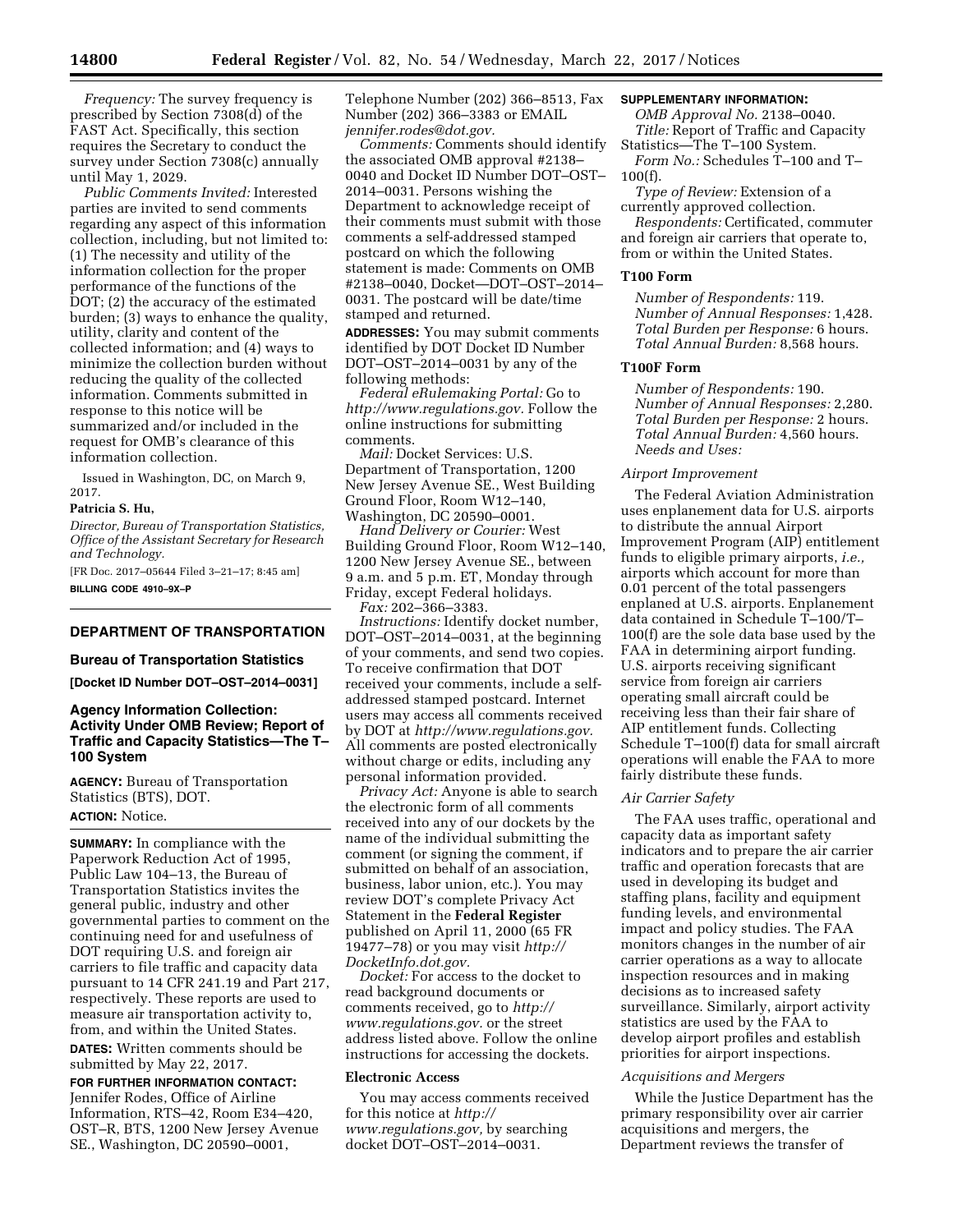*Frequency:* The survey frequency is prescribed by Section 7308(d) of the FAST Act. Specifically, this section requires the Secretary to conduct the survey under Section 7308(c) annually until May 1, 2029.

*Public Comments Invited:* Interested parties are invited to send comments regarding any aspect of this information collection, including, but not limited to: (1) The necessity and utility of the information collection for the proper performance of the functions of the DOT; (2) the accuracy of the estimated burden; (3) ways to enhance the quality, utility, clarity and content of the collected information; and (4) ways to minimize the collection burden without reducing the quality of the collected information. Comments submitted in response to this notice will be summarized and/or included in the request for OMB's clearance of this information collection.

Issued in Washington, DC, on March 9, 2017.

**Patricia S. Hu,**

*Director, Bureau of Transportation Statistics, Office of the Assistant Secretary for Research and Technology.*

[FR Doc. 2017–05644 Filed 3–21–17; 8:45 am]

**BILLING CODE 4910–9X–P**

## DEPARTMENT OF TRANSPORTATION

### Bureau of Transportation Statistics

**[Docket ID Number DOT–OST–2014–0031]**

### Agency Information Collection: Activity Under OMB Review; Report of Traffic and Capacity Statistics—The T–100 System

**AGENCY:** Bureau of Transportation Statistics (BTS), DOT.

**ACTION:** Notice.

**SUMMARY:** In compliance with the Paperwork Reduction Act of 1995, Public Law 104–13, the Bureau of Transportation Statistics invites the general public, industry and other governmental parties to comment on the continuing need for and usefulness of DOT requiring U.S. and foreign air carriers to file traffic and capacity data pursuant to 14 CFR 241.19 and Part 217, respectively. These reports are used to measure air transportation activity to, from, and within the United States.

**DATES:** Written comments should be submitted by May 22, 2017.

**FOR FURTHER INFORMATION CONTACT:** Jennifer Rodes, Office of Airline Information, RTS–42, Room E34–420, OST–R, BTS, 1200 New Jersey Avenue SE., Washington, DC 20590–0001, Telephone Number (202) 366–8513, Fax Number (202) 366–3383 or EMAIL *jennifer.rodes@dot.gov.*

*Comments:* Comments should identify the associated OMB approval #2138–0040 and Docket ID Number DOT–OST–2014–0031. Persons wishing the Department to acknowledge receipt of their comments must submit with those comments a self-addressed stamped postcard on which the following statement is made: Comments on OMB #2138–0040, Docket—DOT–OST–2014–0031. The postcard will be date/time stamped and returned.

**ADDRESSES:** You may submit comments identified by DOT Docket ID Number DOT–OST–2014–0031 by any of the following methods:

*Federal eRulemaking Portal:* Go to *http://www.regulations.gov.* Follow the online instructions for submitting comments.

*Mail:* Docket Services: U.S. Department of Transportation, 1200 New Jersey Avenue SE., West Building Ground Floor, Room W12–140, Washington, DC 20590–0001.

*Hand Delivery or Courier:* West Building Ground Floor, Room W12–140, 1200 New Jersey Avenue SE., between 9 a.m. and 5 p.m. ET, Monday through Friday, except Federal holidays.

*Fax:* 202–366–3383.

*Instructions:* Identify docket number, DOT–OST–2014–0031, at the beginning of your comments, and send two copies. To receive confirmation that DOT received your comments, include a self-addressed stamped postcard. Internet users may access all comments received by DOT at *http://www.regulations.gov.* All comments are posted electronically without charge or edits, including any personal information provided.

*Privacy Act:* Anyone is able to search the electronic form of all comments received into any of our dockets by the name of the individual submitting the comment (or signing the comment, if submitted on behalf of an association, business, labor union, etc.). You may review DOT's complete Privacy Act Statement in the **Federal Register** published on April 11, 2000 (65 FR 19477–78) or you may visit *http://DocketInfo.dot.gov.*

*Docket:* For access to the docket to read background documents or comments received, go to *http://www.regulations.gov.* or the street address listed above. Follow the online instructions for accessing the dockets.

### Electronic Access

You may access comments received for this notice at *http://www.regulations.gov,* by searching docket DOT–OST–2014–0031.

**SUPPLEMENTARY INFORMATION:**

*OMB Approval No.* 2138–0040.

*Title:* Report of Traffic and Capacity Statistics—The T–100 System.

*Form No.:* Schedules T–100 and T–100(f).

*Type of Review:* Extension of a currently approved collection.

*Respondents:* Certificated, commuter and foreign air carriers that operate to, from or within the United States.

### T100 Form

*Number of Respondents:* 119.
*Number of Annual Responses:* 1,428.
*Total Burden per Response:* 6 hours.
*Total Annual Burden:* 8,568 hours.

### T100F Form

*Number of Respondents:* 190.
*Number of Annual Responses:* 2,280.
*Total Burden per Response:* 2 hours.
*Total Annual Burden:* 4,560 hours.
*Needs and Uses:*

#### *Airport Improvement*

The Federal Aviation Administration uses enplanement data for U.S. airports to distribute the annual Airport Improvement Program (AIP) entitlement funds to eligible primary airports, *i.e.,* airports which account for more than 0.01 percent of the total passengers enplaned at U.S. airports. Enplanement data contained in Schedule T–100/T–100(f) are the sole data base used by the FAA in determining airport funding. U.S. airports receiving significant service from foreign air carriers operating small aircraft could be receiving less than their fair share of AIP entitlement funds. Collecting Schedule T–100(f) data for small aircraft operations will enable the FAA to more fairly distribute these funds.

#### *Air Carrier Safety*

The FAA uses traffic, operational and capacity data as important safety indicators and to prepare the air carrier traffic and operation forecasts that are used in developing its budget and staffing plans, facility and equipment funding levels, and environmental impact and policy studies. The FAA monitors changes in the number of air carrier operations as a way to allocate inspection resources and in making decisions as to increased safety surveillance. Similarly, airport activity statistics are used by the FAA to develop airport profiles and establish priorities for airport inspections.

#### *Acquisitions and Mergers*

While the Justice Department has the primary responsibility over air carrier acquisitions and mergers, the Department reviews the transfer of